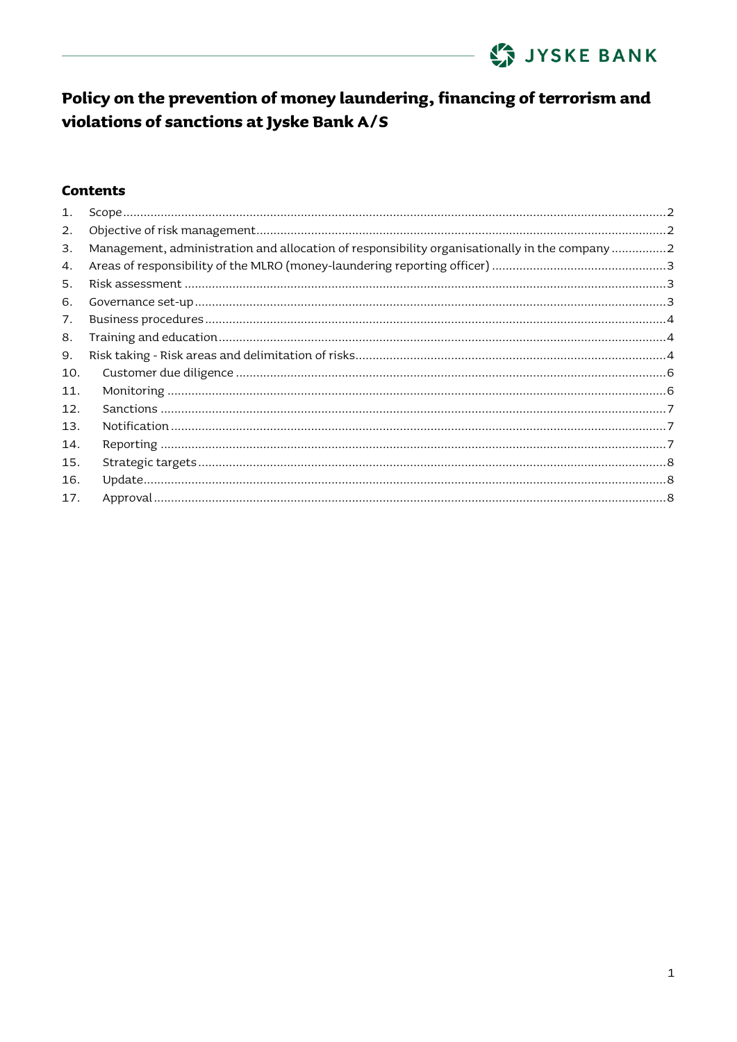# Policy on the prevention of money laundering, financing of terrorism and violations of sanctions at Jyske Bank A/S

## Contents

1. Scope ..... 2
2. Objective of risk management ..... 2
3. Management, administration and allocation of responsibility organisationally in the company ..... 2
4. Areas of responsibility of the MLRO (money-laundering reporting officer) ..... 3
5. Risk assessment ..... 3
6. Governance set-up ..... 3
7. Business procedures ..... 4
8. Training and education ..... 4
9. Risk taking - Risk areas and delimitation of risks ..... 4
10. Customer due diligence ..... 6
11. Monitoring ..... 6
12. Sanctions ..... 7
13. Notification ..... 7
14. Reporting ..... 7
15. Strategic targets ..... 8
16. Update ..... 8
17. Approval ..... 8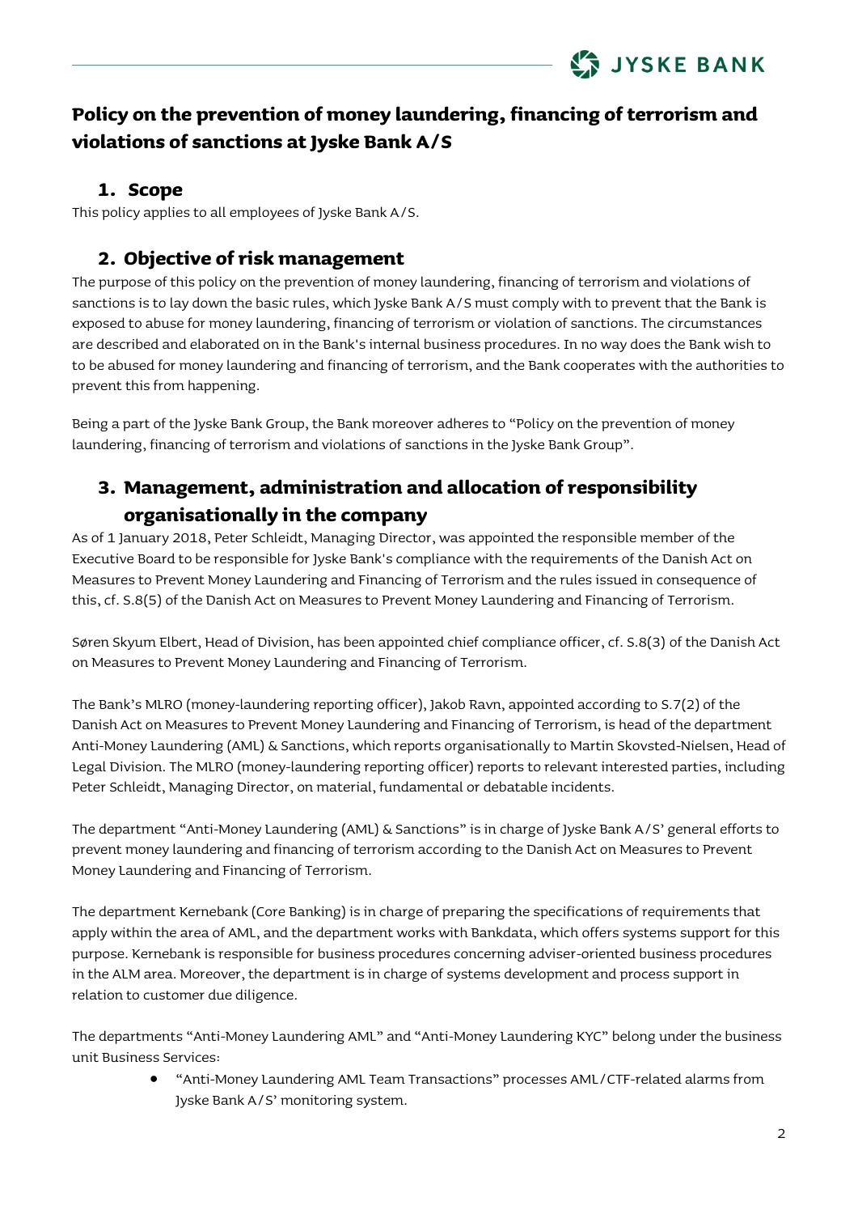# Policy on the prevention of money laundering, financing of terrorism and violations of sanctions at Jyske Bank A/S

## 1. Scope

This policy applies to all employees of Jyske Bank A/S.

## 2. Objective of risk management

The purpose of this policy on the prevention of money laundering, financing of terrorism and violations of sanctions is to lay down the basic rules, which Jyske Bank A/S must comply with to prevent that the Bank is exposed to abuse for money laundering, financing of terrorism or violation of sanctions. The circumstances are described and elaborated on in the Bank's internal business procedures. In no way does the Bank wish to to be abused for money laundering and financing of terrorism, and the Bank cooperates with the authorities to prevent this from happening.

Being a part of the Jyske Bank Group, the Bank moreover adheres to "Policy on the prevention of money laundering, financing of terrorism and violations of sanctions in the Jyske Bank Group".

## 3. Management, administration and allocation of responsibility organisationally in the company

As of 1 January 2018, Peter Schleidt, Managing Director, was appointed the responsible member of the Executive Board to be responsible for Jyske Bank's compliance with the requirements of the Danish Act on Measures to Prevent Money Laundering and Financing of Terrorism and the rules issued in consequence of this, cf. S.8(5) of the Danish Act on Measures to Prevent Money Laundering and Financing of Terrorism.

Søren Skyum Elbert, Head of Division, has been appointed chief compliance officer, cf. S.8(3) of the Danish Act on Measures to Prevent Money Laundering and Financing of Terrorism.

The Bank's MLRO (money-laundering reporting officer), Jakob Ravn, appointed according to S.7(2) of the Danish Act on Measures to Prevent Money Laundering and Financing of Terrorism, is head of the department Anti-Money Laundering (AML) & Sanctions, which reports organisationally to Martin Skovsted-Nielsen, Head of Legal Division. The MLRO (money-laundering reporting officer) reports to relevant interested parties, including Peter Schleidt, Managing Director, on material, fundamental or debatable incidents.

The department "Anti-Money Laundering (AML) & Sanctions" is in charge of Jyske Bank A/S' general efforts to prevent money laundering and financing of terrorism according to the Danish Act on Measures to Prevent Money Laundering and Financing of Terrorism.

The department Kernebank (Core Banking) is in charge of preparing the specifications of requirements that apply within the area of AML, and the department works with Bankdata, which offers systems support for this purpose. Kernebank is responsible for business procedures concerning adviser-oriented business procedures in the ALM area. Moreover, the department is in charge of systems development and process support in relation to customer due diligence.

The departments "Anti-Money Laundering AML" and "Anti-Money Laundering KYC" belong under the business unit Business Services:

- "Anti-Money Laundering AML Team Transactions" processes AML/CTF-related alarms from Jyske Bank A/S' monitoring system.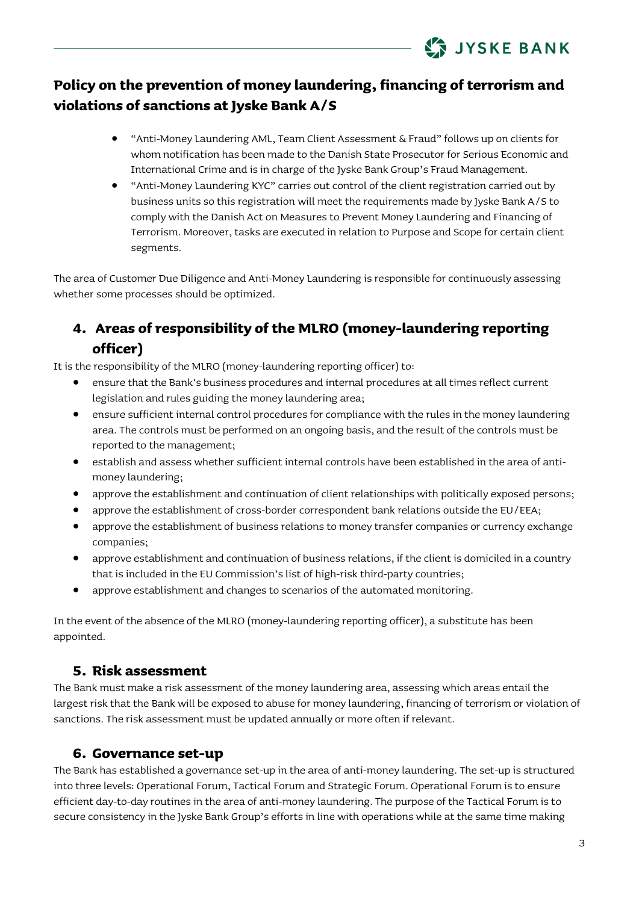# Policy on the prevention of money laundering, financing of terrorism and violations of sanctions at Jyske Bank A/S

- "Anti-Money Laundering AML, Team Client Assessment & Fraud" follows up on clients for whom notification has been made to the Danish State Prosecutor for Serious Economic and International Crime and is in charge of the Jyske Bank Group's Fraud Management.
- "Anti-Money Laundering KYC" carries out control of the client registration carried out by business units so this registration will meet the requirements made by Jyske Bank A/S to comply with the Danish Act on Measures to Prevent Money Laundering and Financing of Terrorism. Moreover, tasks are executed in relation to Purpose and Scope for certain client segments.

The area of Customer Due Diligence and Anti-Money Laundering is responsible for continuously assessing whether some processes should be optimized.

## 4. Areas of responsibility of the MLRO (money-laundering reporting officer)

It is the responsibility of the MLRO (money-laundering reporting officer) to:

- ensure that the Bank's business procedures and internal procedures at all times reflect current legislation and rules guiding the money laundering area;
- ensure sufficient internal control procedures for compliance with the rules in the money laundering area. The controls must be performed on an ongoing basis, and the result of the controls must be reported to the management;
- establish and assess whether sufficient internal controls have been established in the area of anti-money laundering;
- approve the establishment and continuation of client relationships with politically exposed persons;
- approve the establishment of cross-border correspondent bank relations outside the EU/EEA;
- approve the establishment of business relations to money transfer companies or currency exchange companies;
- approve establishment and continuation of business relations, if the client is domiciled in a country that is included in the EU Commission's list of high-risk third-party countries;
- approve establishment and changes to scenarios of the automated monitoring.

In the event of the absence of the MLRO (money-laundering reporting officer), a substitute has been appointed.

## 5. Risk assessment

The Bank must make a risk assessment of the money laundering area, assessing which areas entail the largest risk that the Bank will be exposed to abuse for money laundering, financing of terrorism or violation of sanctions. The risk assessment must be updated annually or more often if relevant.

## 6. Governance set-up

The Bank has established a governance set-up in the area of anti-money laundering. The set-up is structured into three levels: Operational Forum, Tactical Forum and Strategic Forum. Operational Forum is to ensure efficient day-to-day routines in the area of anti-money laundering. The purpose of the Tactical Forum is to secure consistency in the Jyske Bank Group's efforts in line with operations while at the same time making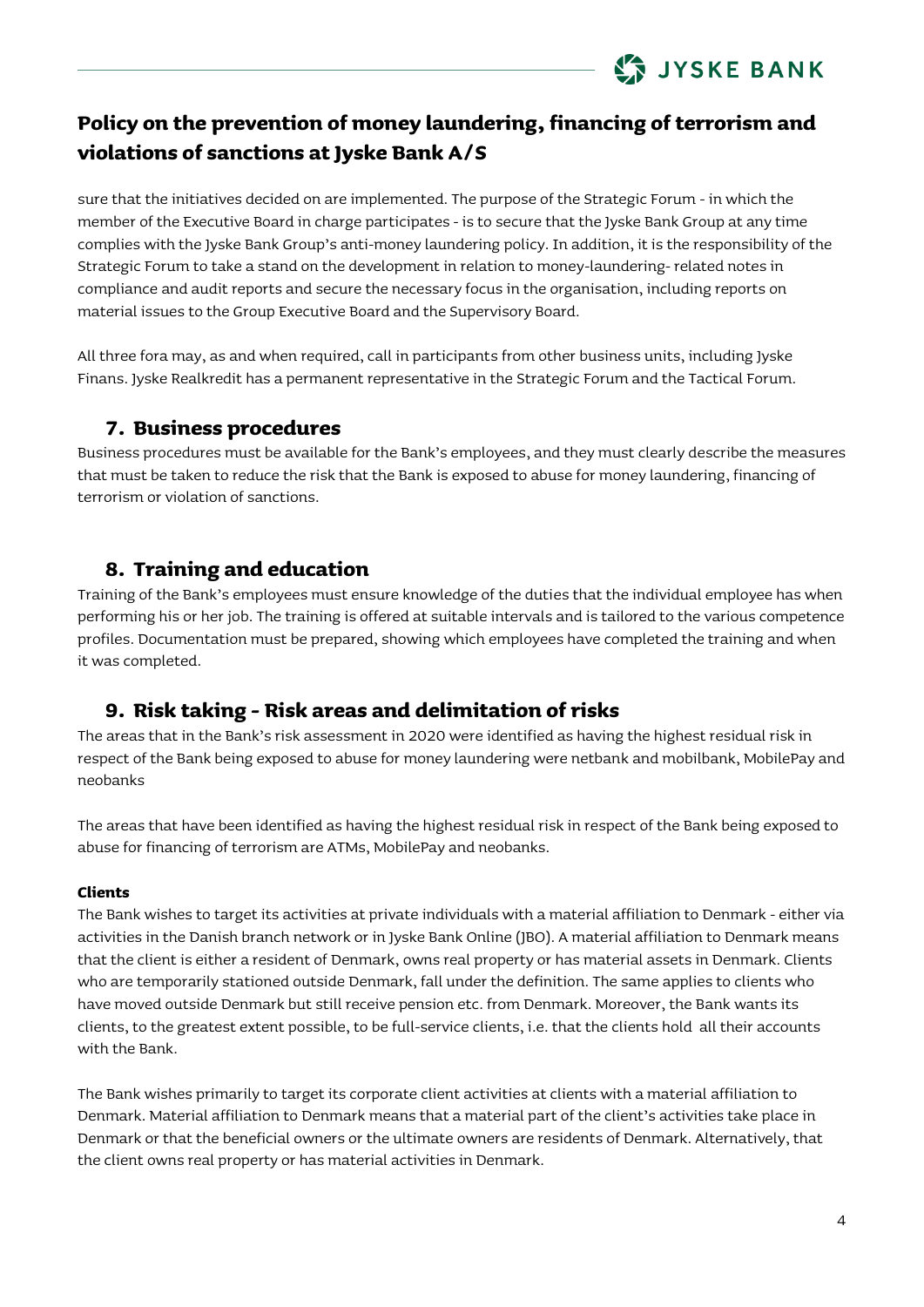sure that the initiatives decided on are implemented. The purpose of the Strategic Forum - in which the member of the Executive Board in charge participates - is to secure that the Jyske Bank Group at any time complies with the Jyske Bank Group's anti-money laundering policy. In addition, it is the responsibility of the Strategic Forum to take a stand on the development in relation to money-laundering- related notes in compliance and audit reports and secure the necessary focus in the organisation, including reports on material issues to the Group Executive Board and the Supervisory Board.

All three fora may, as and when required, call in participants from other business units, including Jyske Finans. Jyske Realkredit has a permanent representative in the Strategic Forum and the Tactical Forum.

## 7. Business procedures

Business procedures must be available for the Bank's employees, and they must clearly describe the measures that must be taken to reduce the risk that the Bank is exposed to abuse for money laundering, financing of terrorism or violation of sanctions.

## 8. Training and education

Training of the Bank's employees must ensure knowledge of the duties that the individual employee has when performing his or her job. The training is offered at suitable intervals and is tailored to the various competence profiles. Documentation must be prepared, showing which employees have completed the training and when it was completed.

## 9. Risk taking - Risk areas and delimitation of risks

The areas that in the Bank's risk assessment in 2020 were identified as having the highest residual risk in respect of the Bank being exposed to abuse for money laundering were netbank and mobilbank, MobilePay and neobanks

The areas that have been identified as having the highest residual risk in respect of the Bank being exposed to abuse for financing of terrorism are ATMs, MobilePay and neobanks.

**Clients**

The Bank wishes to target its activities at private individuals with a material affiliation to Denmark - either via activities in the Danish branch network or in Jyske Bank Online (JBO). A material affiliation to Denmark means that the client is either a resident of Denmark, owns real property or has material assets in Denmark. Clients who are temporarily stationed outside Denmark, fall under the definition. The same applies to clients who have moved outside Denmark but still receive pension etc. from Denmark. Moreover, the Bank wants its clients, to the greatest extent possible, to be full-service clients, i.e. that the clients hold all their accounts with the Bank.

The Bank wishes primarily to target its corporate client activities at clients with a material affiliation to Denmark. Material affiliation to Denmark means that a material part of the client's activities take place in Denmark or that the beneficial owners or the ultimate owners are residents of Denmark. Alternatively, that the client owns real property or has material activities in Denmark.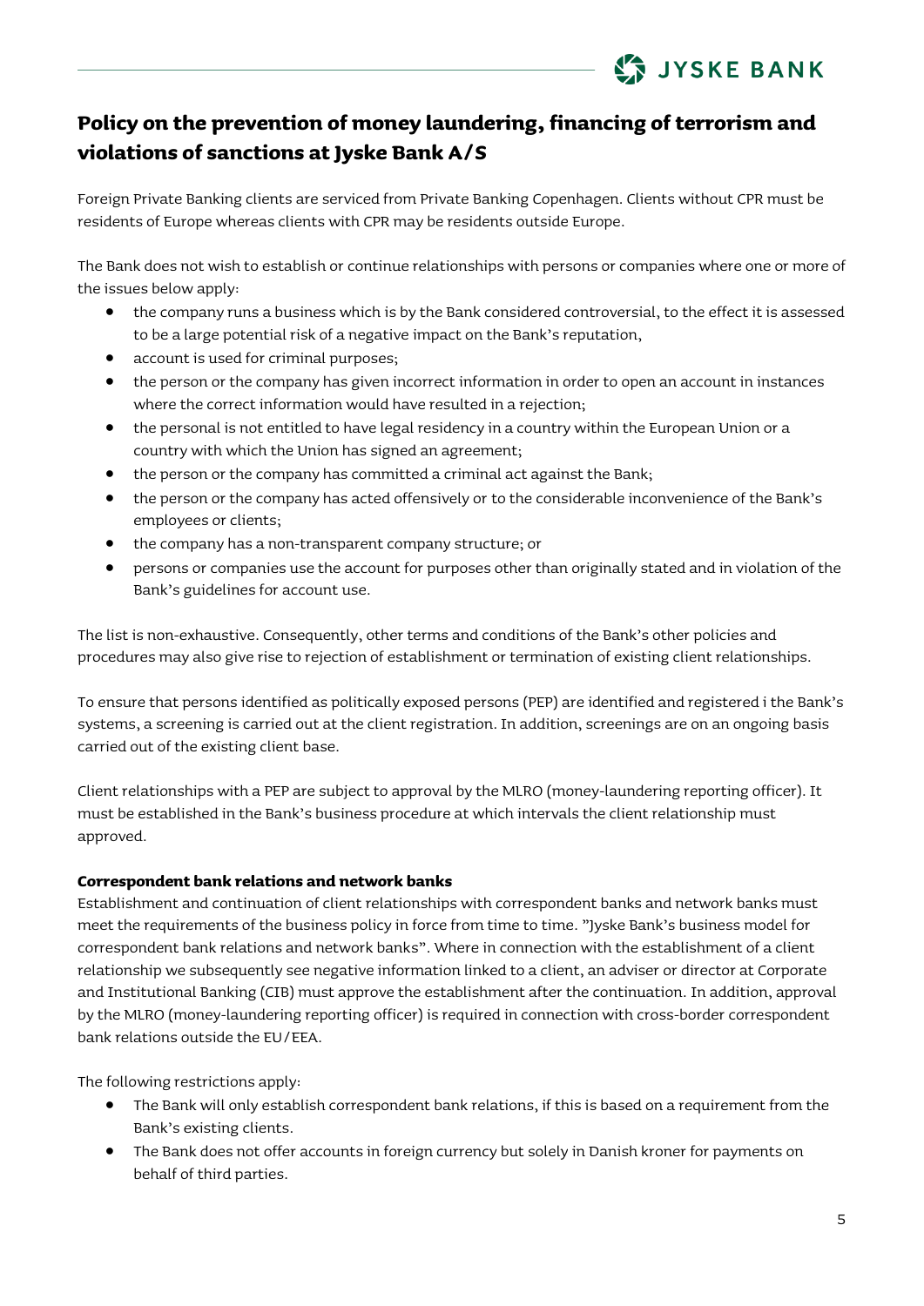## Policy on the prevention of money laundering, financing of terrorism and violations of sanctions at Jyske Bank A/S

Foreign Private Banking clients are serviced from Private Banking Copenhagen. Clients without CPR must be residents of Europe whereas clients with CPR may be residents outside Europe.

The Bank does not wish to establish or continue relationships with persons or companies where one or more of the issues below apply:

- the company runs a business which is by the Bank considered controversial, to the effect it is assessed to be a large potential risk of a negative impact on the Bank's reputation,
- account is used for criminal purposes;
- the person or the company has given incorrect information in order to open an account in instances where the correct information would have resulted in a rejection;
- the personal is not entitled to have legal residency in a country within the European Union or a country with which the Union has signed an agreement;
- the person or the company has committed a criminal act against the Bank;
- the person or the company has acted offensively or to the considerable inconvenience of the Bank's employees or clients;
- the company has a non-transparent company structure; or
- persons or companies use the account for purposes other than originally stated and in violation of the Bank's guidelines for account use.

The list is non-exhaustive. Consequently, other terms and conditions of the Bank's other policies and procedures may also give rise to rejection of establishment or termination of existing client relationships.

To ensure that persons identified as politically exposed persons (PEP) are identified and registered i the Bank's systems, a screening is carried out at the client registration. In addition, screenings are on an ongoing basis carried out of the existing client base.

Client relationships with a PEP are subject to approval by the MLRO (money-laundering reporting officer). It must be established in the Bank's business procedure at which intervals the client relationship must approved.

**Correspondent bank relations and network banks**

Establishment and continuation of client relationships with correspondent banks and network banks must meet the requirements of the business policy in force from time to time. "Jyske Bank's business model for correspondent bank relations and network banks". Where in connection with the establishment of a client relationship we subsequently see negative information linked to a client, an adviser or director at Corporate and Institutional Banking (CIB) must approve the establishment after the continuation. In addition, approval by the MLRO (money-laundering reporting officer) is required in connection with cross-border correspondent bank relations outside the EU/EEA.

The following restrictions apply:

- The Bank will only establish correspondent bank relations, if this is based on a requirement from the Bank's existing clients.
- The Bank does not offer accounts in foreign currency but solely in Danish kroner for payments on behalf of third parties.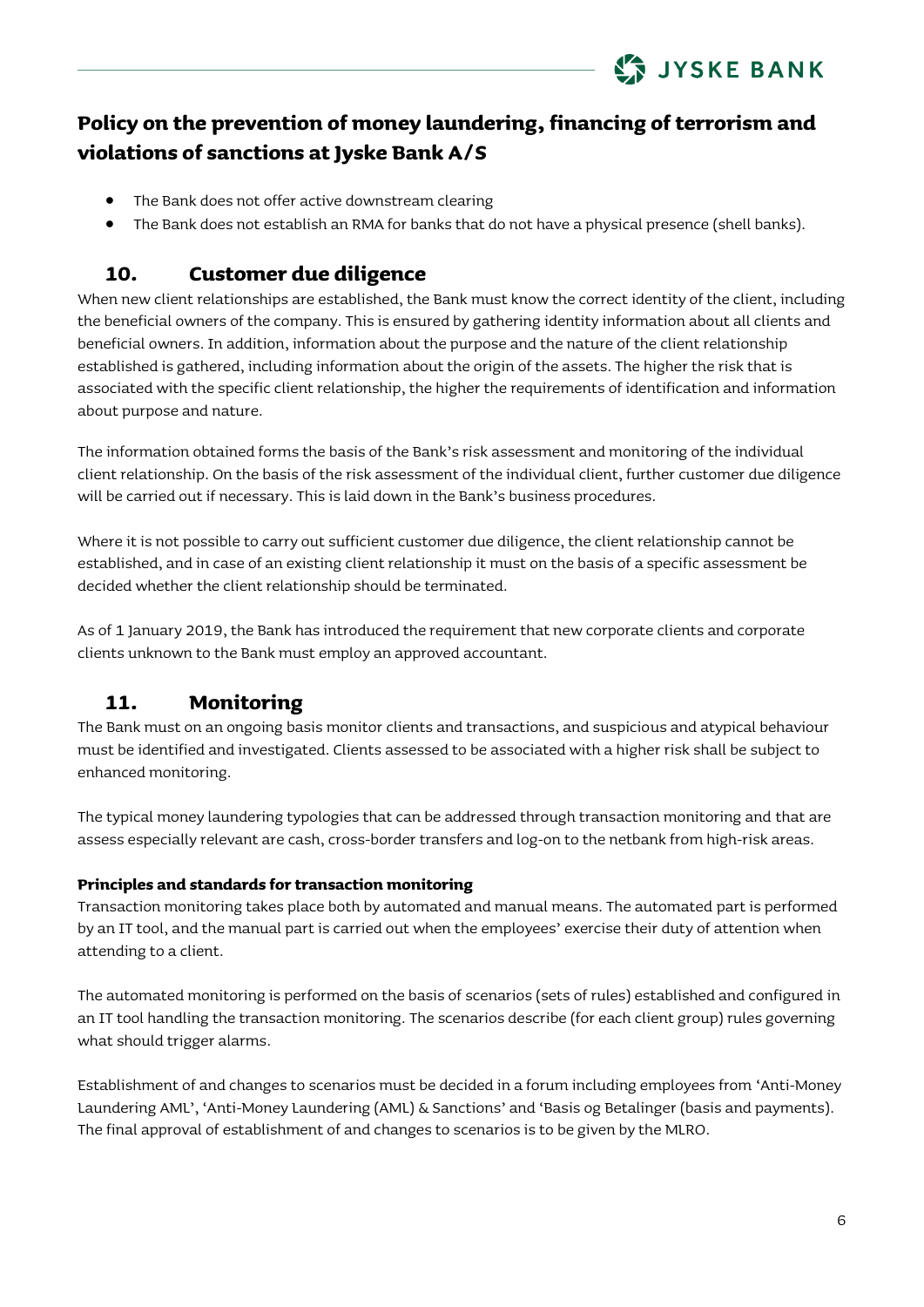- The Bank does not offer active downstream clearing
- The Bank does not establish an RMA for banks that do not have a physical presence (shell banks).

## 10. Customer due diligence

When new client relationships are established, the Bank must know the correct identity of the client, including the beneficial owners of the company. This is ensured by gathering identity information about all clients and beneficial owners. In addition, information about the purpose and the nature of the client relationship established is gathered, including information about the origin of the assets. The higher the risk that is associated with the specific client relationship, the higher the requirements of identification and information about purpose and nature.

The information obtained forms the basis of the Bank's risk assessment and monitoring of the individual client relationship. On the basis of the risk assessment of the individual client, further customer due diligence will be carried out if necessary. This is laid down in the Bank's business procedures.

Where it is not possible to carry out sufficient customer due diligence, the client relationship cannot be established, and in case of an existing client relationship it must on the basis of a specific assessment be decided whether the client relationship should be terminated.

As of 1 January 2019, the Bank has introduced the requirement that new corporate clients and corporate clients unknown to the Bank must employ an approved accountant.

## 11. Monitoring

The Bank must on an ongoing basis monitor clients and transactions, and suspicious and atypical behaviour must be identified and investigated. Clients assessed to be associated with a higher risk shall be subject to enhanced monitoring.

The typical money laundering typologies that can be addressed through transaction monitoring and that are assess especially relevant are cash, cross-border transfers and log-on to the netbank from high-risk areas.

### Principles and standards for transaction monitoring

Transaction monitoring takes place both by automated and manual means. The automated part is performed by an IT tool, and the manual part is carried out when the employees' exercise their duty of attention when attending to a client.

The automated monitoring is performed on the basis of scenarios (sets of rules) established and configured in an IT tool handling the transaction monitoring. The scenarios describe (for each client group) rules governing what should trigger alarms.

Establishment of and changes to scenarios must be decided in a forum including employees from 'Anti-Money Laundering AML', 'Anti-Money Laundering (AML) & Sanctions' and 'Basis og Betalinger (basis and payments). The final approval of establishment of and changes to scenarios is to be given by the MLRO.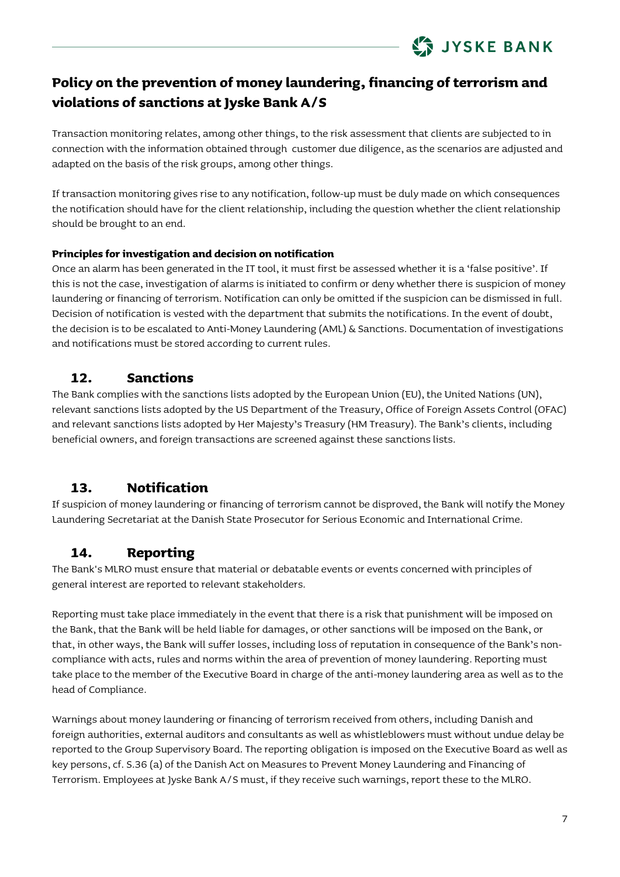Transaction monitoring relates, among other things, to the risk assessment that clients are subjected to in connection with the information obtained through customer due diligence, as the scenarios are adjusted and adapted on the basis of the risk groups, among other things.

If transaction monitoring gives rise to any notification, follow-up must be duly made on which consequences the notification should have for the client relationship, including the question whether the client relationship should be brought to an end.

**Principles for investigation and decision on notification**

Once an alarm has been generated in the IT tool, it must first be assessed whether it is a 'false positive'. If this is not the case, investigation of alarms is initiated to confirm or deny whether there is suspicion of money laundering or financing of terrorism. Notification can only be omitted if the suspicion can be dismissed in full. Decision of notification is vested with the department that submits the notifications. In the event of doubt, the decision is to be escalated to Anti-Money Laundering (AML) & Sanctions. Documentation of investigations and notifications must be stored according to current rules.

## 12. Sanctions

The Bank complies with the sanctions lists adopted by the European Union (EU), the United Nations (UN), relevant sanctions lists adopted by the US Department of the Treasury, Office of Foreign Assets Control (OFAC) and relevant sanctions lists adopted by Her Majesty's Treasury (HM Treasury). The Bank's clients, including beneficial owners, and foreign transactions are screened against these sanctions lists.

## 13. Notification

If suspicion of money laundering or financing of terrorism cannot be disproved, the Bank will notify the Money Laundering Secretariat at the Danish State Prosecutor for Serious Economic and International Crime.

## 14. Reporting

The Bank's MLRO must ensure that material or debatable events or events concerned with principles of general interest are reported to relevant stakeholders.

Reporting must take place immediately in the event that there is a risk that punishment will be imposed on the Bank, that the Bank will be held liable for damages, or other sanctions will be imposed on the Bank, or that, in other ways, the Bank will suffer losses, including loss of reputation in consequence of the Bank's non-compliance with acts, rules and norms within the area of prevention of money laundering. Reporting must take place to the member of the Executive Board in charge of the anti-money laundering area as well as to the head of Compliance.

Warnings about money laundering or financing of terrorism received from others, including Danish and foreign authorities, external auditors and consultants as well as whistleblowers must without undue delay be reported to the Group Supervisory Board. The reporting obligation is imposed on the Executive Board as well as key persons, cf. S.36 (a) of the Danish Act on Measures to Prevent Money Laundering and Financing of Terrorism. Employees at Jyske Bank A/S must, if they receive such warnings, report these to the MLRO.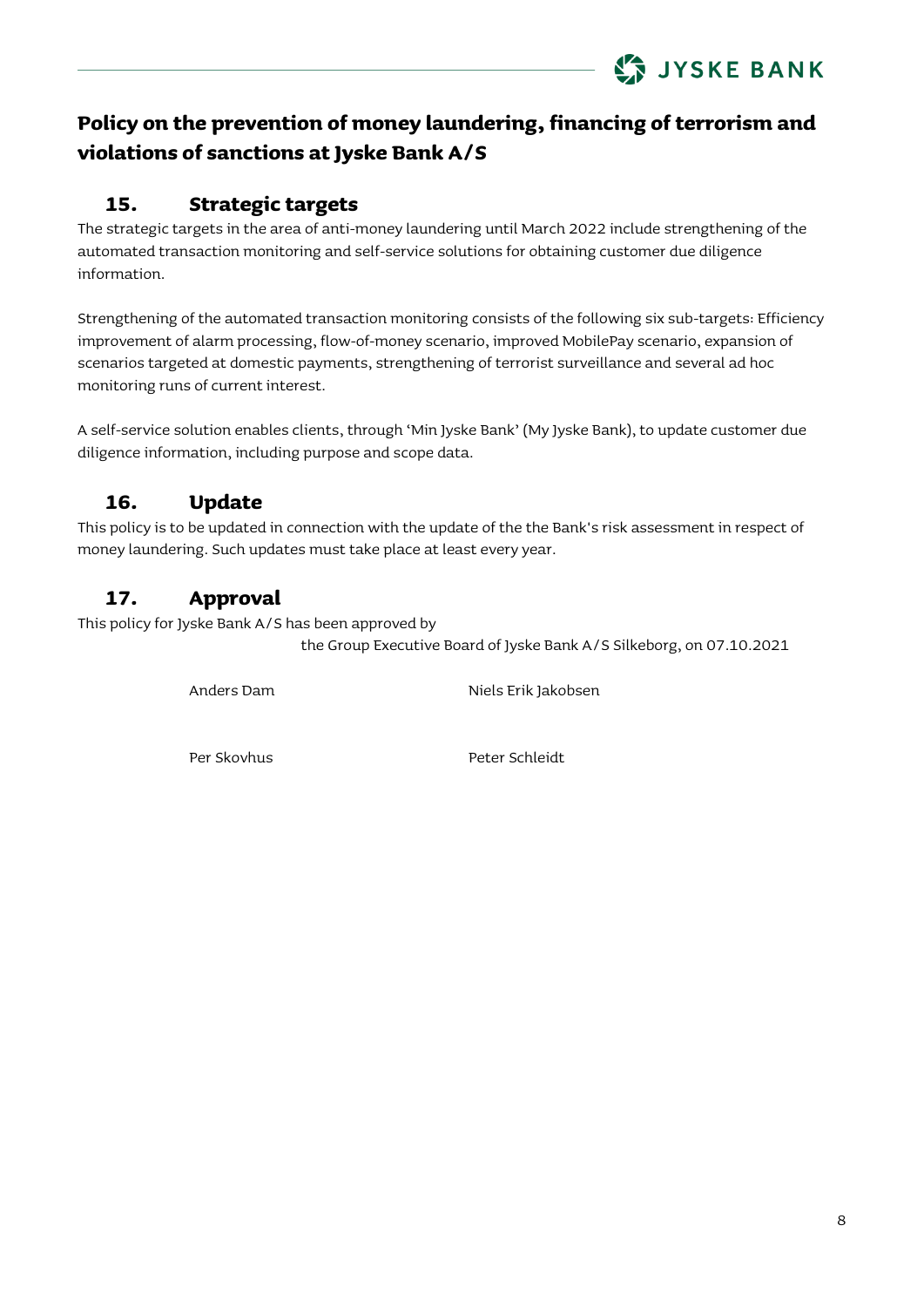# Policy on the prevention of money laundering, financing of terrorism and violations of sanctions at Jyske Bank A/S

## 15. Strategic targets

The strategic targets in the area of anti-money laundering until March 2022 include strengthening of the automated transaction monitoring and self-service solutions for obtaining customer due diligence information.

Strengthening of the automated transaction monitoring consists of the following six sub-targets: Efficiency improvement of alarm processing, flow-of-money scenario, improved MobilePay scenario, expansion of scenarios targeted at domestic payments, strengthening of terrorist surveillance and several ad hoc monitoring runs of current interest.

A self-service solution enables clients, through 'Min Jyske Bank' (My Jyske Bank), to update customer due diligence information, including purpose and scope data.

## 16. Update

This policy is to be updated in connection with the update of the the Bank's risk assessment in respect of money laundering. Such updates must take place at least every year.

## 17. Approval

This policy for Jyske Bank A/S has been approved by

the Group Executive Board of Jyske Bank A/S Silkeborg, on 07.10.2021

Anders Dam　　　　Niels Erik Jakobsen

Per Skovhus　　　　Peter Schleidt